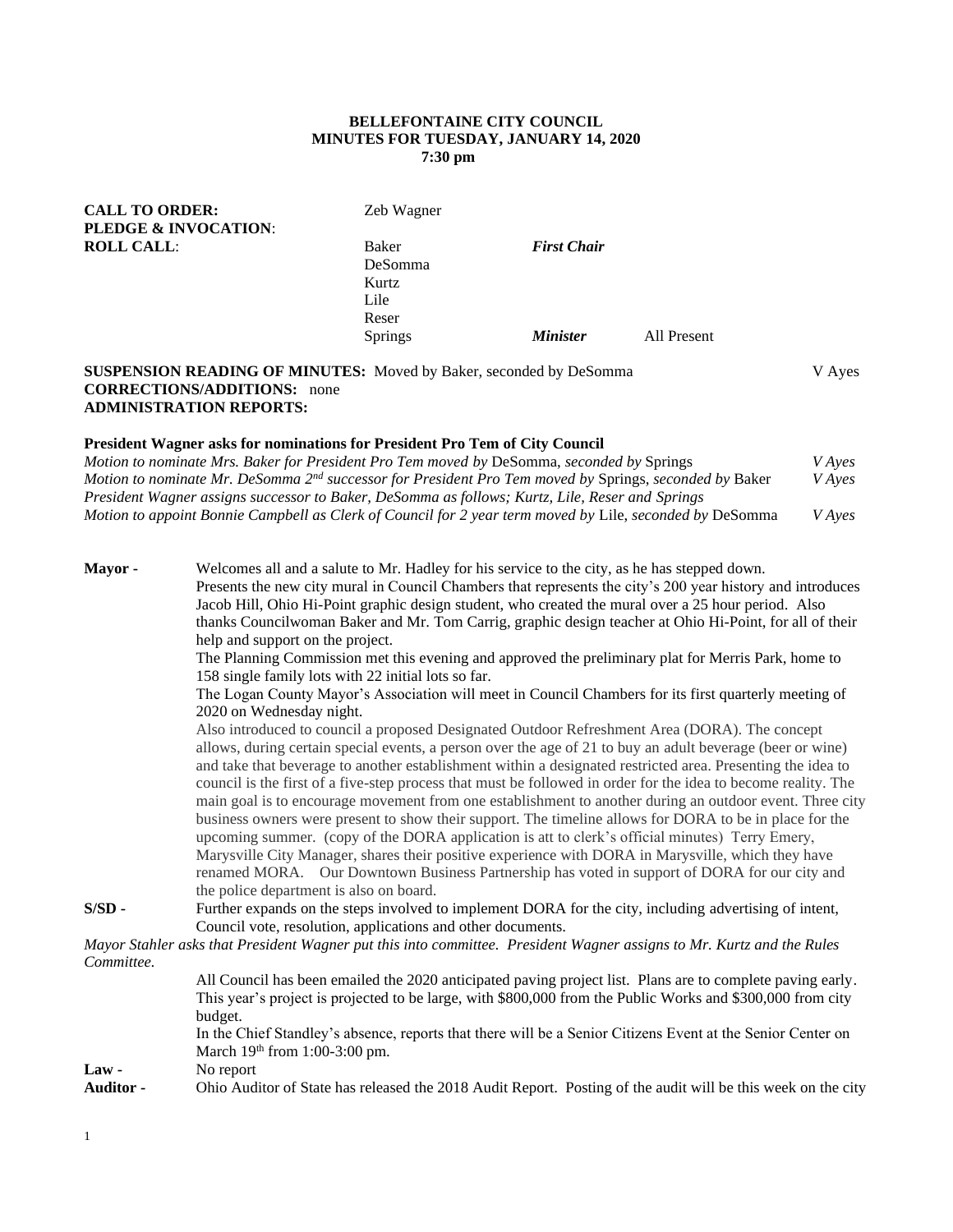**BELLEFONTAINE CITY COUNCIL**
**MINUTES FOR TUESDAY, JANUARY 14, 2020**
**7:30 pm**

| | | | |
|---|---|---|---|
| **CALL TO ORDER:** | Zeb Wagner | | |
| **PLEDGE & INVOCATION**: | | | |
| **ROLL CALL**: | Baker | ***First Chair*** | |
| | DeSomma | | |
| | Kurtz | | |
| | Lile | | |
| | Reser | | |
| | Springs | ***Minister*** | All Present |

**SUSPENSION READING OF MINUTES:** Moved by Baker, seconded by DeSomma — V Ayes

**CORRECTIONS/ADDITIONS:** none

**ADMINISTRATION REPORTS:**

**President Wagner asks for nominations for President Pro Tem of City Council**

*Motion to nominate Mrs. Baker for President Pro Tem moved by* DeSomma, *seconded by* Springs — *V Ayes*

*Motion to nominate Mr. DeSomma 2nd successor for President Pro Tem moved by* Springs, *seconded by* Baker — *V Ayes*

*President Wagner assigns successor to Baker, DeSomma as follows; Kurtz, Lile, Reser and Springs*

*Motion to appoint Bonnie Campbell as Clerk of Council for 2 year term moved by* Lile, *seconded by* DeSomma — *V Ayes*

**Mayor -** Welcomes all and a salute to Mr. Hadley for his service to the city, as he has stepped down.
Presents the new city mural in Council Chambers that represents the city's 200 year history and introduces Jacob Hill, Ohio Hi-Point graphic design student, who created the mural over a 25 hour period. Also thanks Councilwoman Baker and Mr. Tom Carrig, graphic design teacher at Ohio Hi-Point, for all of their help and support on the project.
The Planning Commission met this evening and approved the preliminary plat for Merris Park, home to 158 single family lots with 22 initial lots so far.
The Logan County Mayor's Association will meet in Council Chambers for its first quarterly meeting of 2020 on Wednesday night.
Also introduced to council a proposed Designated Outdoor Refreshment Area (DORA). The concept allows, during certain special events, a person over the age of 21 to buy an adult beverage (beer or wine) and take that beverage to another establishment within a designated restricted area. Presenting the idea to council is the first of a five-step process that must be followed in order for the idea to become reality. The main goal is to encourage movement from one establishment to another during an outdoor event. Three city business owners were present to show their support. The timeline allows for DORA to be in place for the upcoming summer. (copy of the DORA application is att to clerk's official minutes) Terry Emery, Marysville City Manager, shares their positive experience with DORA in Marysville, which they have renamed MORA. Our Downtown Business Partnership has voted in support of DORA for our city and the police department is also on board.

**S/SD -** Further expands on the steps involved to implement DORA for the city, including advertising of intent, Council vote, resolution, applications and other documents.

*Mayor Stahler asks that President Wagner put this into committee. President Wagner assigns to Mr. Kurtz and the Rules Committee.*

All Council has been emailed the 2020 anticipated paving project list. Plans are to complete paving early. This year's project is projected to be large, with \$800,000 from the Public Works and \$300,000 from city budget.
In the Chief Standley's absence, reports that there will be a Senior Citizens Event at the Senior Center on March 19th from 1:00-3:00 pm.

**Law -** No report

**Auditor -** Ohio Auditor of State has released the 2018 Audit Report. Posting of the audit will be this week on the city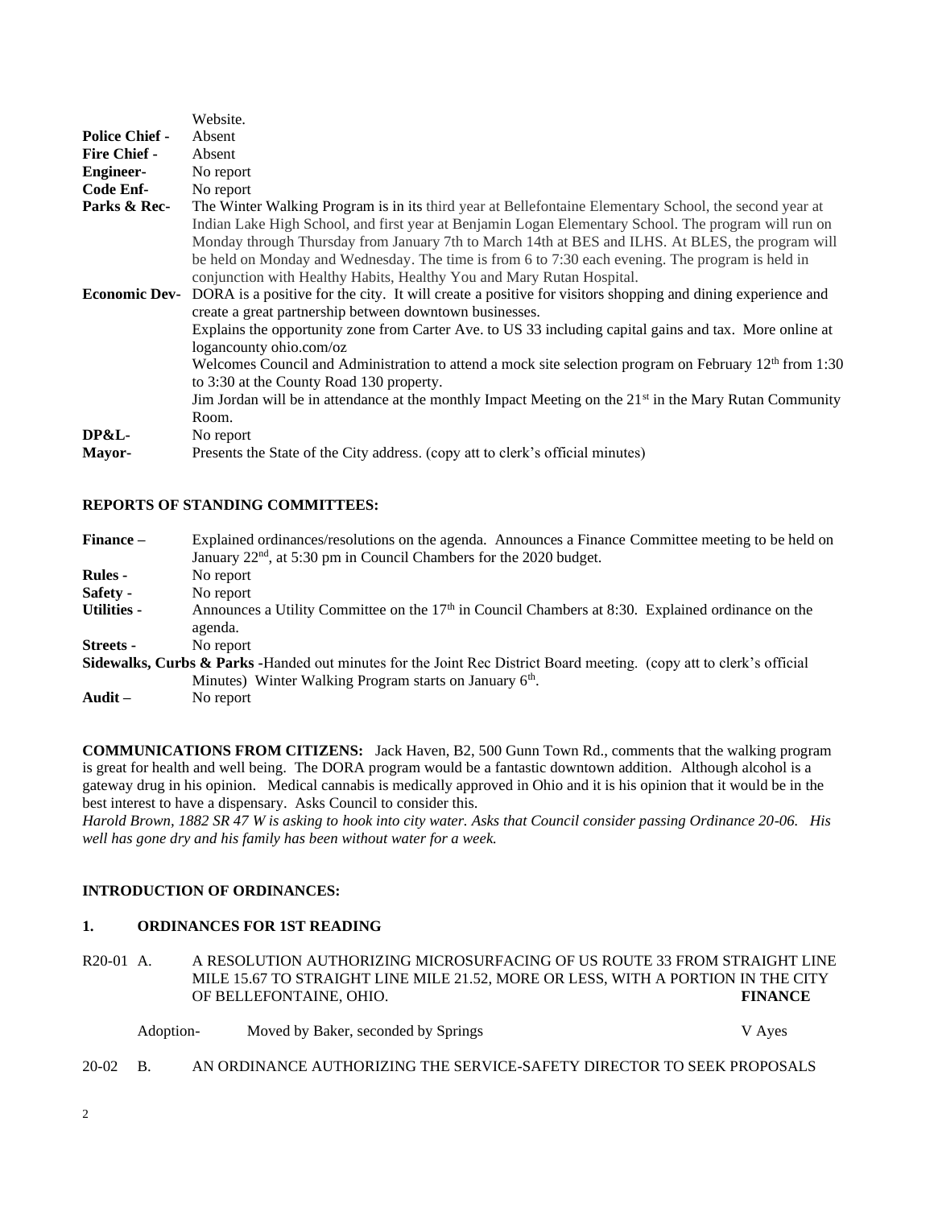| | |
|---|---|
| | Website. |
| **Police Chief -** | Absent |
| **Fire Chief -** | Absent |
| **Engineer-** | No report |
| **Code Enf-** | No report |
| **Parks & Rec-** | The Winter Walking Program is in its third year at Bellefontaine Elementary School, the second year at Indian Lake High School, and first year at Benjamin Logan Elementary School. The program will run on Monday through Thursday from January 7th to March 14th at BES and ILHS. At BLES, the program will be held on Monday and Wednesday. The time is from 6 to 7:30 each evening. The program is held in conjunction with Healthy Habits, Healthy You and Mary Rutan Hospital. |
| **Economic Dev-** | DORA is a positive for the city. It will create a positive for visitors shopping and dining experience and create a great partnership between downtown businesses.<br>Explains the opportunity zone from Carter Ave. to US 33 including capital gains and tax. More online at logancounty ohio.com/oz<br>Welcomes Council and Administration to attend a mock site selection program on February 12th from 1:30 to 3:30 at the County Road 130 property.<br>Jim Jordan will be in attendance at the monthly Impact Meeting on the 21st in the Mary Rutan Community Room. |
| **DP&L-** | No report |
| **Mayor-** | Presents the State of the City address. (copy att to clerk's official minutes) |

**REPORTS OF STANDING COMMITTEES:**

| | |
|---|---|
| **Finance –** | Explained ordinances/resolutions on the agenda. Announces a Finance Committee meeting to be held on January 22nd, at 5:30 pm in Council Chambers for the 2020 budget. |
| **Rules -** | No report |
| **Safety -** | No report |
| **Utilities -** | Announces a Utility Committee on the 17th in Council Chambers at 8:30. Explained ordinance on the agenda. |
| **Streets -** | No report |

**Sidewalks, Curbs & Parks -** Handed out minutes for the Joint Rec District Board meeting. (copy att to clerk's official Minutes) Winter Walking Program starts on January 6th.

**Audit –** No report

**COMMUNICATIONS FROM CITIZENS:** Jack Haven, B2, 500 Gunn Town Rd., comments that the walking program is great for health and well being. The DORA program would be a fantastic downtown addition. Although alcohol is a gateway drug in his opinion. Medical cannabis is medically approved in Ohio and it is his opinion that it would be in the best interest to have a dispensary. Asks Council to consider this.

*Harold Brown, 1882 SR 47 W is asking to hook into city water. Asks that Council consider passing Ordinance 20-06. His well has gone dry and his family has been without water for a week.*

**INTRODUCTION OF ORDINANCES:**

**1. ORDINANCES FOR 1ST READING**

R20-01 A. A RESOLUTION AUTHORIZING MICROSURFACING OF US ROUTE 33 FROM STRAIGHT LINE MILE 15.67 TO STRAIGHT LINE MILE 21.52, MORE OR LESS, WITH A PORTION IN THE CITY OF BELLEFONTAINE, OHIO. **FINANCE**

Adoption- Moved by Baker, seconded by Springs V Ayes

20-02 B. AN ORDINANCE AUTHORIZING THE SERVICE-SAFETY DIRECTOR TO SEEK PROPOSALS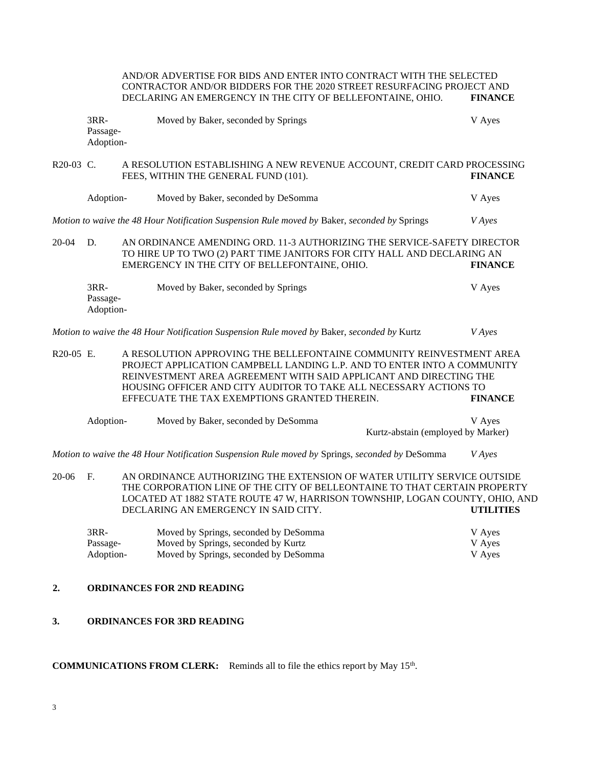AND/OR ADVERTISE FOR BIDS AND ENTER INTO CONTRACT WITH THE SELECTED CONTRACTOR AND/OR BIDDERS FOR THE 2020 STREET RESURFACING PROJECT AND DECLARING AN EMERGENCY IN THE CITY OF BELLEFONTAINE, OHIO. **FINANCE**

3RR-
Passage-
Adoption- Moved by Baker, seconded by Springs V Ayes

R20-03 C. A RESOLUTION ESTABLISHING A NEW REVENUE ACCOUNT, CREDIT CARD PROCESSING FEES, WITHIN THE GENERAL FUND (101). **FINANCE**

Adoption- Moved by Baker, seconded by DeSomma V Ayes

*Motion to waive the 48 Hour Notification Suspension Rule moved by* Baker, *seconded by* Springs *V Ayes*

20-04 D. AN ORDINANCE AMENDING ORD. 11-3 AUTHORIZING THE SERVICE-SAFETY DIRECTOR TO HIRE UP TO TWO (2) PART TIME JANITORS FOR CITY HALL AND DECLARING AN EMERGENCY IN THE CITY OF BELLEFONTAINE, OHIO. **FINANCE**

3RR-
Passage-
Adoption- Moved by Baker, seconded by Springs V Ayes

*Motion to waive the 48 Hour Notification Suspension Rule moved by* Baker, *seconded by* Kurtz *V Ayes*

R20-05 E. A RESOLUTION APPROVING THE BELLEFONTAINE COMMUNITY REINVESTMENT AREA PROJECT APPLICATION CAMPBELL LANDING L.P. AND TO ENTER INTO A COMMUNITY REINVESTMENT AREA AGREEMENT WITH SAID APPLICANT AND DIRECTING THE HOUSING OFFICER AND CITY AUDITOR TO TAKE ALL NECESSARY ACTIONS TO EFFECUATE THE TAX EXEMPTIONS GRANTED THEREIN. **FINANCE**

Adoption- Moved by Baker, seconded by DeSomma V Ayes
Kurtz-abstain (employed by Marker)

*Motion to waive the 48 Hour Notification Suspension Rule moved by* Springs, *seconded by* DeSomma *V Ayes*

20-06 F. AN ORDINANCE AUTHORIZING THE EXTENSION OF WATER UTILITY SERVICE OUTSIDE THE CORPORATION LINE OF THE CITY OF BELLEONTAINE TO THAT CERTAIN PROPERTY LOCATED AT 1882 STATE ROUTE 47 W, HARRISON TOWNSHIP, LOGAN COUNTY, OHIO, AND DECLARING AN EMERGENCY IN SAID CITY. **UTILITIES**

3RR- Moved by Springs, seconded by DeSomma V Ayes
Passage- Moved by Springs, seconded by Kurtz V Ayes
Adoption- Moved by Springs, seconded by DeSomma V Ayes

## 2. ORDINANCES FOR 2ND READING

## 3. ORDINANCES FOR 3RD READING

**COMMUNICATIONS FROM CLERK:** Reminds all to file the ethics report by May 15th.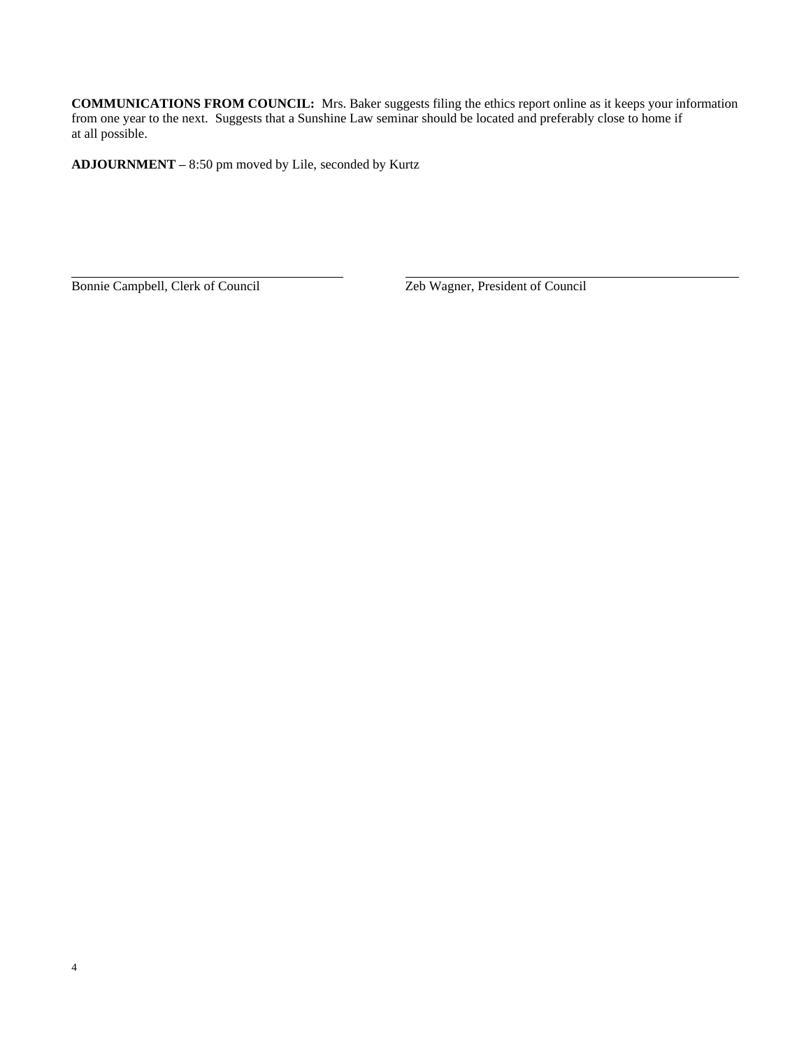**COMMUNICATIONS FROM COUNCIL:** Mrs. Baker suggests filing the ethics report online as it keeps your information from one year to the next. Suggests that a Sunshine Law seminar should be located and preferably close to home if at all possible.

**ADJOURNMENT –** 8:50 pm moved by Lile, seconded by Kurtz

| | |
|---|---|
| Bonnie Campbell, Clerk of Council | Zeb Wagner, President of Council |